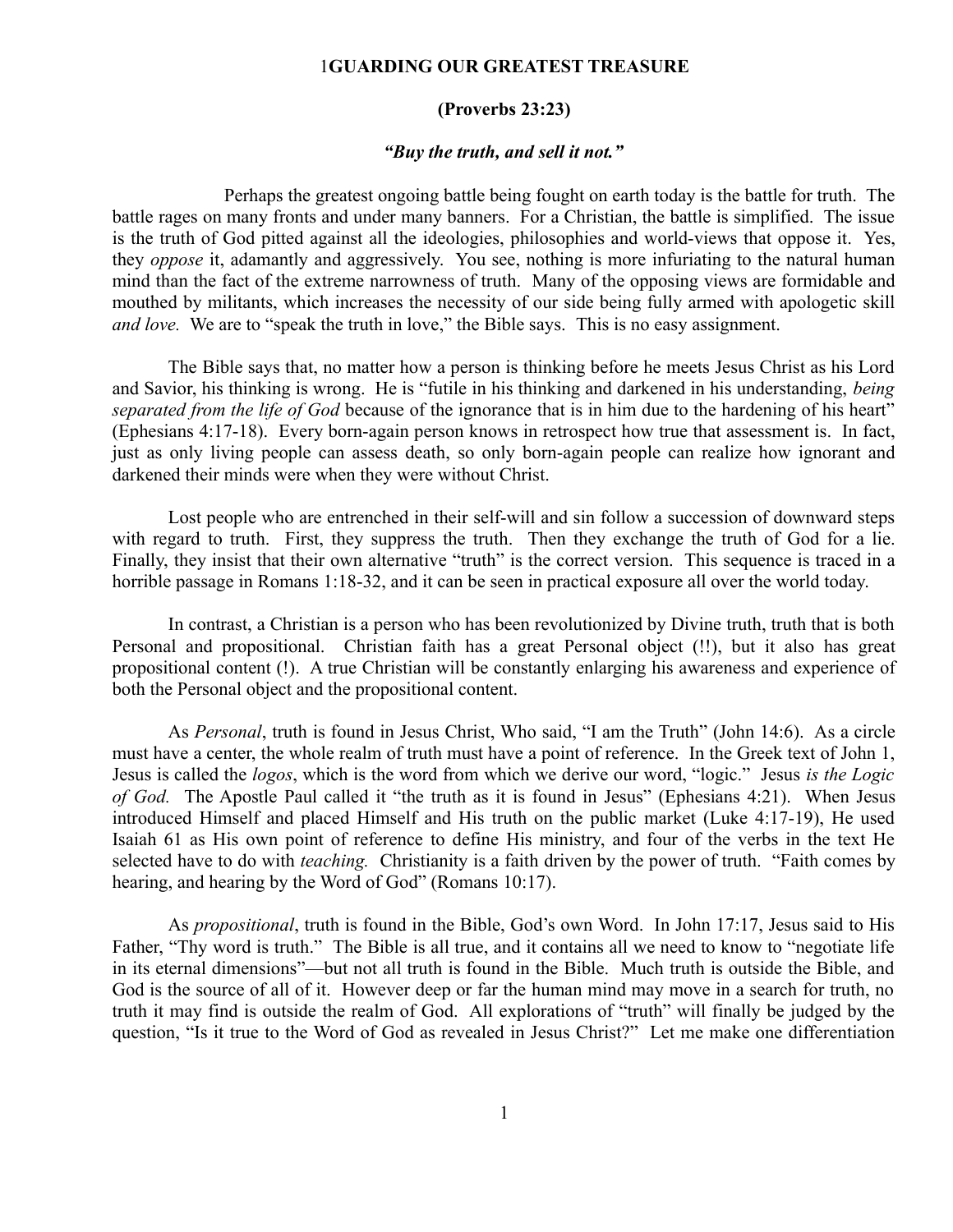# 1GUARDING OUR GREATEST TREASURE

## (Proverbs 23:23)

***"Buy the truth, and sell it not."***

Perhaps the greatest ongoing battle being fought on earth today is the battle for truth. The battle rages on many fronts and under many banners. For a Christian, the battle is simplified. The issue is the truth of God pitted against all the ideologies, philosophies and world-views that oppose it. Yes, they *oppose* it, adamantly and aggressively. You see, nothing is more infuriating to the natural human mind than the fact of the extreme narrowness of truth. Many of the opposing views are formidable and mouthed by militants, which increases the necessity of our side being fully armed with apologetic skill *and love.* We are to "speak the truth in love," the Bible says. This is no easy assignment.

The Bible says that, no matter how a person is thinking before he meets Jesus Christ as his Lord and Savior, his thinking is wrong. He is "futile in his thinking and darkened in his understanding, *being separated from the life of God* because of the ignorance that is in him due to the hardening of his heart" (Ephesians 4:17-18). Every born-again person knows in retrospect how true that assessment is. In fact, just as only living people can assess death, so only born-again people can realize how ignorant and darkened their minds were when they were without Christ.

Lost people who are entrenched in their self-will and sin follow a succession of downward steps with regard to truth. First, they suppress the truth. Then they exchange the truth of God for a lie. Finally, they insist that their own alternative "truth" is the correct version. This sequence is traced in a horrible passage in Romans 1:18-32, and it can be seen in practical exposure all over the world today.

In contrast, a Christian is a person who has been revolutionized by Divine truth, truth that is both Personal and propositional. Christian faith has a great Personal object (!!), but it also has great propositional content (!). A true Christian will be constantly enlarging his awareness and experience of both the Personal object and the propositional content.

As *Personal*, truth is found in Jesus Christ, Who said, "I am the Truth" (John 14:6). As a circle must have a center, the whole realm of truth must have a point of reference. In the Greek text of John 1, Jesus is called the *logos*, which is the word from which we derive our word, "logic." Jesus *is the Logic of God.* The Apostle Paul called it "the truth as it is found in Jesus" (Ephesians 4:21). When Jesus introduced Himself and placed Himself and His truth on the public market (Luke 4:17-19), He used Isaiah 61 as His own point of reference to define His ministry, and four of the verbs in the text He selected have to do with *teaching.* Christianity is a faith driven by the power of truth. "Faith comes by hearing, and hearing by the Word of God" (Romans 10:17).

As *propositional*, truth is found in the Bible, God's own Word. In John 17:17, Jesus said to His Father, "Thy word is truth." The Bible is all true, and it contains all we need to know to "negotiate life in its eternal dimensions"—but not all truth is found in the Bible. Much truth is outside the Bible, and God is the source of all of it. However deep or far the human mind may move in a search for truth, no truth it may find is outside the realm of God. All explorations of "truth" will finally be judged by the question, "Is it true to the Word of God as revealed in Jesus Christ?" Let me make one differentiation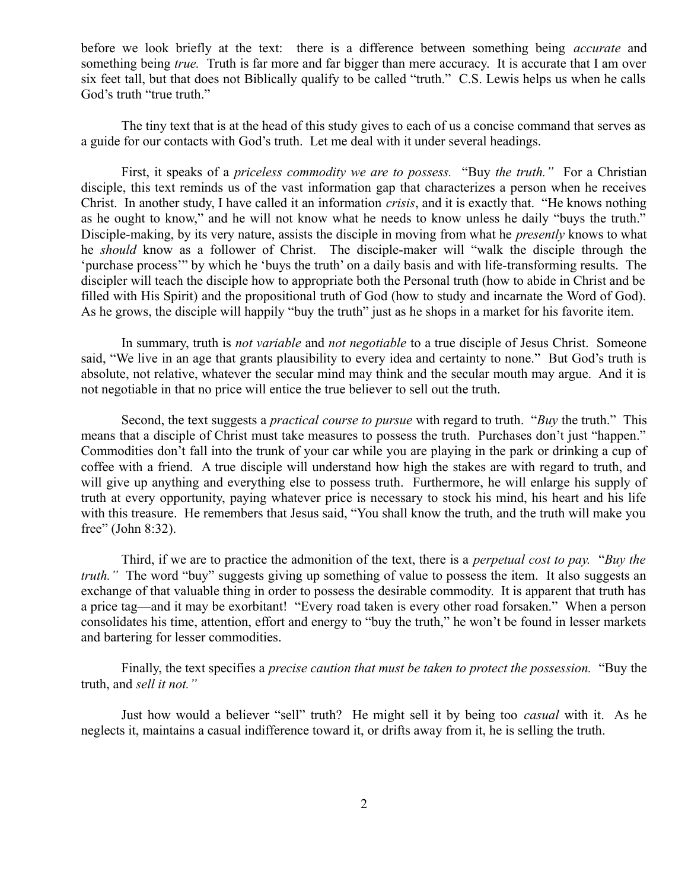before we look briefly at the text: there is a difference between something being *accurate* and something being *true.* Truth is far more and far bigger than mere accuracy. It is accurate that I am over six feet tall, but that does not Biblically qualify to be called "truth." C.S. Lewis helps us when he calls God's truth "true truth."

The tiny text that is at the head of this study gives to each of us a concise command that serves as a guide for our contacts with God's truth. Let me deal with it under several headings.

First, it speaks of a *priceless commodity we are to possess.* "Buy *the truth."* For a Christian disciple, this text reminds us of the vast information gap that characterizes a person when he receives Christ. In another study, I have called it an information *crisis*, and it is exactly that. "He knows nothing as he ought to know," and he will not know what he needs to know unless he daily "buys the truth." Disciple-making, by its very nature, assists the disciple in moving from what he *presently* knows to what he *should* know as a follower of Christ. The disciple-maker will "walk the disciple through the 'purchase process'" by which he 'buys the truth' on a daily basis and with life-transforming results. The discipler will teach the disciple how to appropriate both the Personal truth (how to abide in Christ and be filled with His Spirit) and the propositional truth of God (how to study and incarnate the Word of God). As he grows, the disciple will happily "buy the truth" just as he shops in a market for his favorite item.

In summary, truth is *not variable* and *not negotiable* to a true disciple of Jesus Christ. Someone said, "We live in an age that grants plausibility to every idea and certainty to none." But God's truth is absolute, not relative, whatever the secular mind may think and the secular mouth may argue. And it is not negotiable in that no price will entice the true believer to sell out the truth.

Second, the text suggests a *practical course to pursue* with regard to truth. "*Buy* the truth." This means that a disciple of Christ must take measures to possess the truth. Purchases don't just "happen." Commodities don't fall into the trunk of your car while you are playing in the park or drinking a cup of coffee with a friend. A true disciple will understand how high the stakes are with regard to truth, and will give up anything and everything else to possess truth. Furthermore, he will enlarge his supply of truth at every opportunity, paying whatever price is necessary to stock his mind, his heart and his life with this treasure. He remembers that Jesus said, "You shall know the truth, and the truth will make you free" (John 8:32).

Third, if we are to practice the admonition of the text, there is a *perpetual cost to pay.* "*Buy the truth."* The word "buy" suggests giving up something of value to possess the item. It also suggests an exchange of that valuable thing in order to possess the desirable commodity. It is apparent that truth has a price tag—and it may be exorbitant! "Every road taken is every other road forsaken." When a person consolidates his time, attention, effort and energy to "buy the truth," he won't be found in lesser markets and bartering for lesser commodities.

Finally, the text specifies a *precise caution that must be taken to protect the possession.* "Buy the truth, and *sell it not."*

Just how would a believer "sell" truth? He might sell it by being too *casual* with it. As he neglects it, maintains a casual indifference toward it, or drifts away from it, he is selling the truth.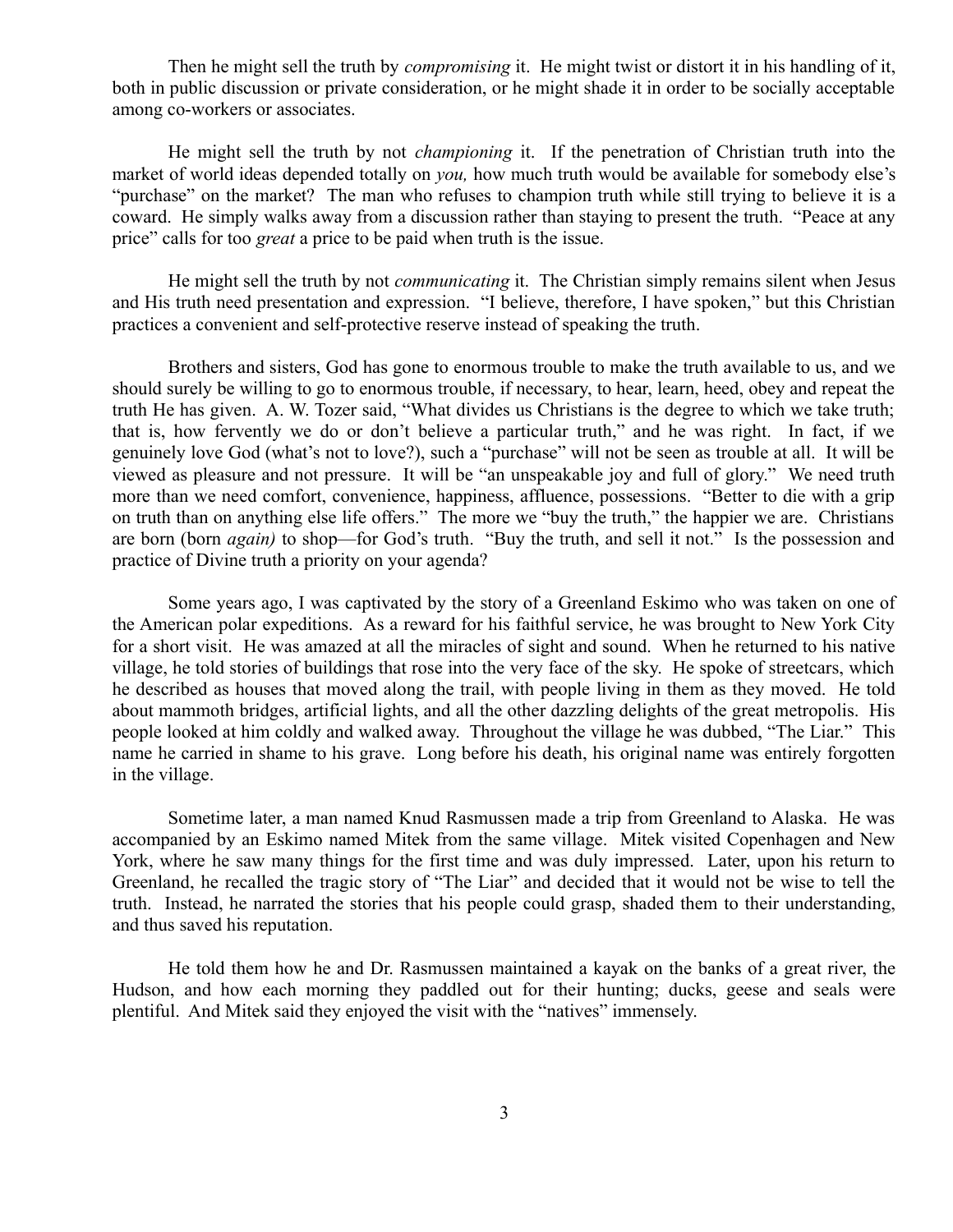Then he might sell the truth by *compromising* it. He might twist or distort it in his handling of it, both in public discussion or private consideration, or he might shade it in order to be socially acceptable among co-workers or associates.

He might sell the truth by not *championing* it. If the penetration of Christian truth into the market of world ideas depended totally on *you,* how much truth would be available for somebody else's "purchase" on the market? The man who refuses to champion truth while still trying to believe it is a coward. He simply walks away from a discussion rather than staying to present the truth. "Peace at any price" calls for too *great* a price to be paid when truth is the issue.

He might sell the truth by not *communicating* it. The Christian simply remains silent when Jesus and His truth need presentation and expression. "I believe, therefore, I have spoken," but this Christian practices a convenient and self-protective reserve instead of speaking the truth.

Brothers and sisters, God has gone to enormous trouble to make the truth available to us, and we should surely be willing to go to enormous trouble, if necessary, to hear, learn, heed, obey and repeat the truth He has given. A. W. Tozer said, "What divides us Christians is the degree to which we take truth; that is, how fervently we do or don't believe a particular truth," and he was right. In fact, if we genuinely love God (what's not to love?), such a "purchase" will not be seen as trouble at all. It will be viewed as pleasure and not pressure. It will be "an unspeakable joy and full of glory." We need truth more than we need comfort, convenience, happiness, affluence, possessions. "Better to die with a grip on truth than on anything else life offers." The more we "buy the truth," the happier we are. Christians are born (born *again)* to shop—for God's truth. "Buy the truth, and sell it not." Is the possession and practice of Divine truth a priority on your agenda?

Some years ago, I was captivated by the story of a Greenland Eskimo who was taken on one of the American polar expeditions. As a reward for his faithful service, he was brought to New York City for a short visit. He was amazed at all the miracles of sight and sound. When he returned to his native village, he told stories of buildings that rose into the very face of the sky. He spoke of streetcars, which he described as houses that moved along the trail, with people living in them as they moved. He told about mammoth bridges, artificial lights, and all the other dazzling delights of the great metropolis. His people looked at him coldly and walked away. Throughout the village he was dubbed, "The Liar." This name he carried in shame to his grave. Long before his death, his original name was entirely forgotten in the village.

Sometime later, a man named Knud Rasmussen made a trip from Greenland to Alaska. He was accompanied by an Eskimo named Mitek from the same village. Mitek visited Copenhagen and New York, where he saw many things for the first time and was duly impressed. Later, upon his return to Greenland, he recalled the tragic story of "The Liar" and decided that it would not be wise to tell the truth. Instead, he narrated the stories that his people could grasp, shaded them to their understanding, and thus saved his reputation.

He told them how he and Dr. Rasmussen maintained a kayak on the banks of a great river, the Hudson, and how each morning they paddled out for their hunting; ducks, geese and seals were plentiful. And Mitek said they enjoyed the visit with the "natives" immensely.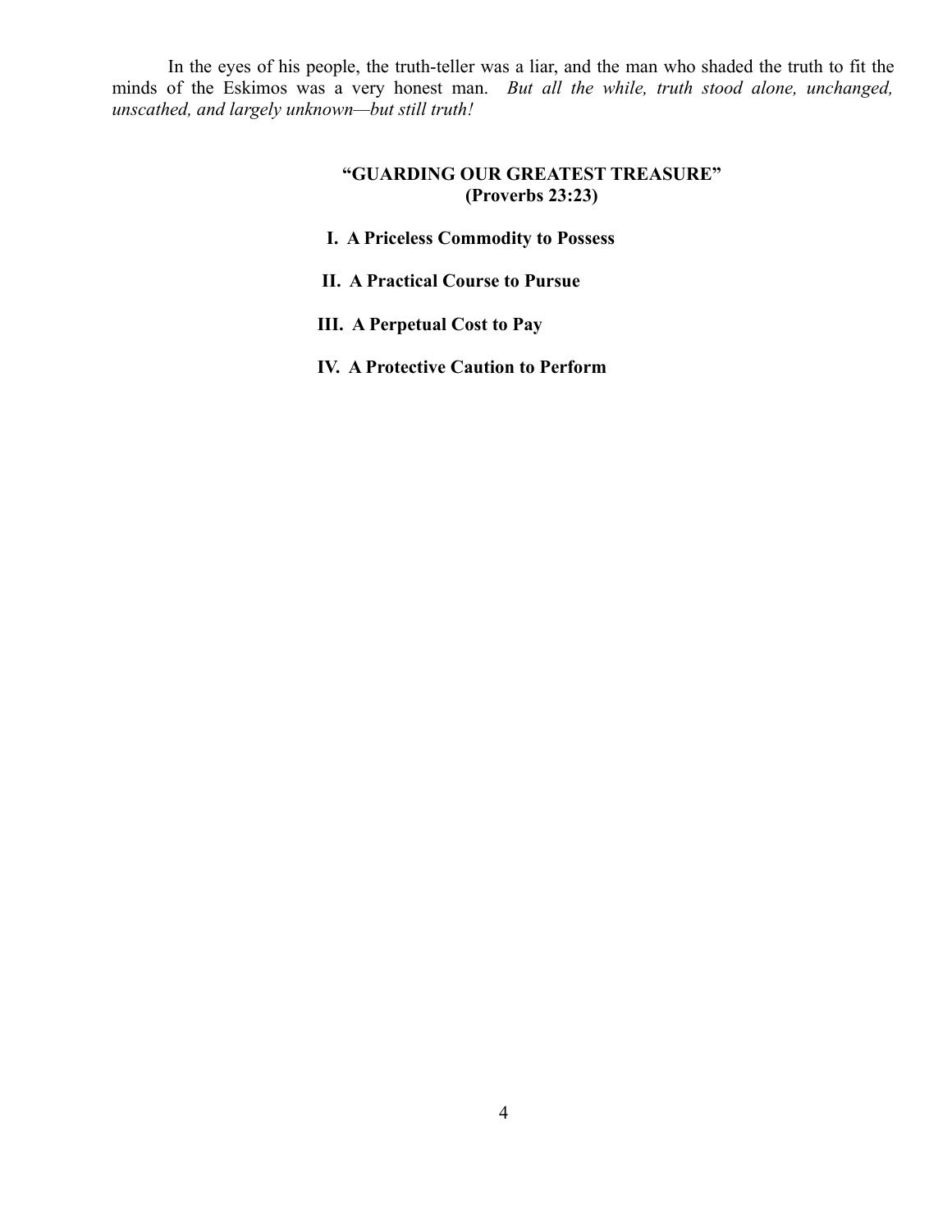In the eyes of his people, the truth-teller was a liar, and the man who shaded the truth to fit the minds of the Eskimos was a very honest man. *But all the while, truth stood alone, unchanged, unscathed, and largely unknown—but still truth!*

**"GUARDING OUR GREATEST TREASURE"**
**(Proverbs 23:23)**

**I. A Priceless Commodity to Possess**

**II. A Practical Course to Pursue**

**III. A Perpetual Cost to Pay**

**IV. A Protective Caution to Perform**